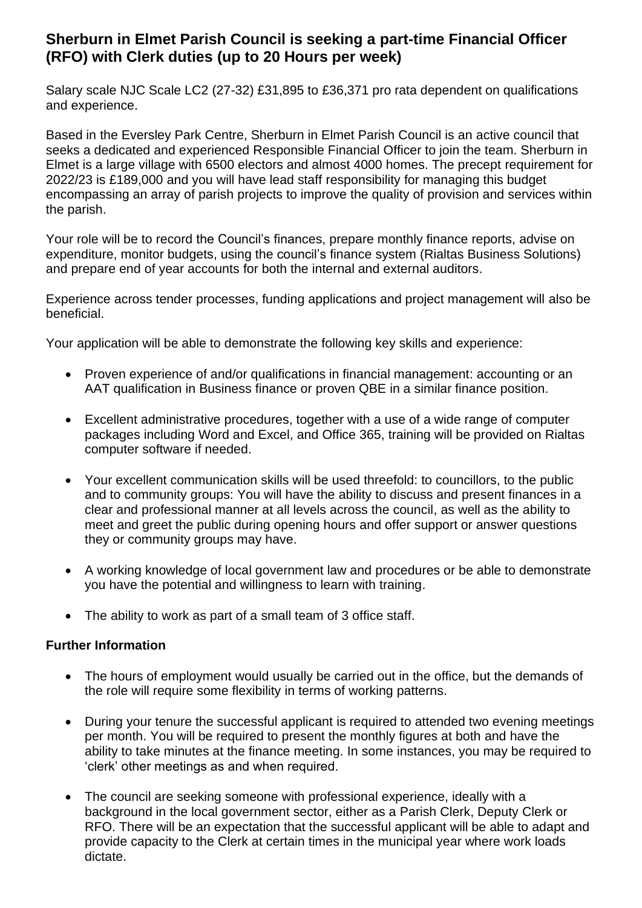# Sherburn in Elmet Parish Council is seeking a part-time Financial Officer (RFO) with Clerk duties (up to 20 Hours per week)

Salary scale NJC Scale LC2 (27-32) £31,895 to £36,371 pro rata dependent on qualifications and experience.

Based in the Eversley Park Centre, Sherburn in Elmet Parish Council is an active council that seeks a dedicated and experienced Responsible Financial Officer to join the team. Sherburn in Elmet is a large village with 6500 electors and almost 4000 homes. The precept requirement for 2022/23 is £189,000 and you will have lead staff responsibility for managing this budget encompassing an array of parish projects to improve the quality of provision and services within the parish.

Your role will be to record the Council's finances, prepare monthly finance reports, advise on expenditure, monitor budgets, using the council's finance system (Rialtas Business Solutions) and prepare end of year accounts for both the internal and external auditors.

Experience across tender processes, funding applications and project management will also be beneficial.

Your application will be able to demonstrate the following key skills and experience:

- Proven experience of and/or qualifications in financial management: accounting or an AAT qualification in Business finance or proven QBE in a similar finance position.
- Excellent administrative procedures, together with a use of a wide range of computer packages including Word and Excel, and Office 365, training will be provided on Rialtas computer software if needed.
- Your excellent communication skills will be used threefold: to councillors, to the public and to community groups: You will have the ability to discuss and present finances in a clear and professional manner at all levels across the council, as well as the ability to meet and greet the public during opening hours and offer support or answer questions they or community groups may have.
- A working knowledge of local government law and procedures or be able to demonstrate you have the potential and willingness to learn with training.
- The ability to work as part of a small team of 3 office staff.

**Further Information**

- The hours of employment would usually be carried out in the office, but the demands of the role will require some flexibility in terms of working patterns.
- During your tenure the successful applicant is required to attended two evening meetings per month. You will be required to present the monthly figures at both and have the ability to take minutes at the finance meeting. In some instances, you may be required to 'clerk' other meetings as and when required.
- The council are seeking someone with professional experience, ideally with a background in the local government sector, either as a Parish Clerk, Deputy Clerk or RFO. There will be an expectation that the successful applicant will be able to adapt and provide capacity to the Clerk at certain times in the municipal year where work loads dictate.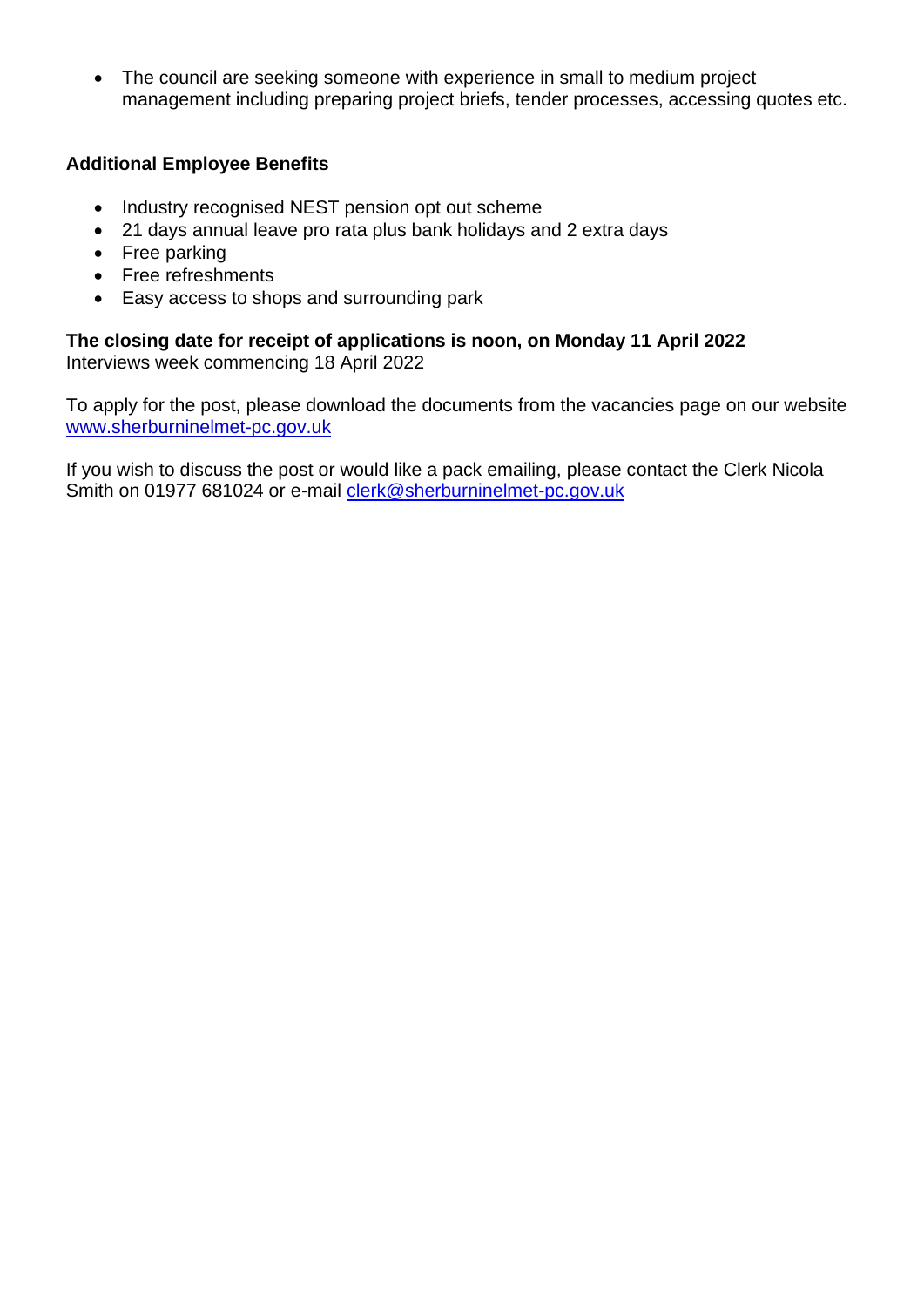- The council are seeking someone with experience in small to medium project management including preparing project briefs, tender processes, accessing quotes etc.

**Additional Employee Benefits**

- Industry recognised NEST pension opt out scheme
- 21 days annual leave pro rata plus bank holidays and 2 extra days
- Free parking
- Free refreshments
- Easy access to shops and surrounding park

**The closing date for receipt of applications is noon, on Monday 11 April 2022**
Interviews week commencing 18 April 2022

To apply for the post, please download the documents from the vacancies page on our website [www.sherburninelmet-pc.gov.uk](http://www.sherburninelmet-pc.gov.uk)

If you wish to discuss the post or would like a pack emailing, please contact the Clerk Nicola Smith on 01977 681024 or e-mail [clerk@sherburninelmet-pc.gov.uk](mailto:clerk@sherburninelmet-pc.gov.uk)